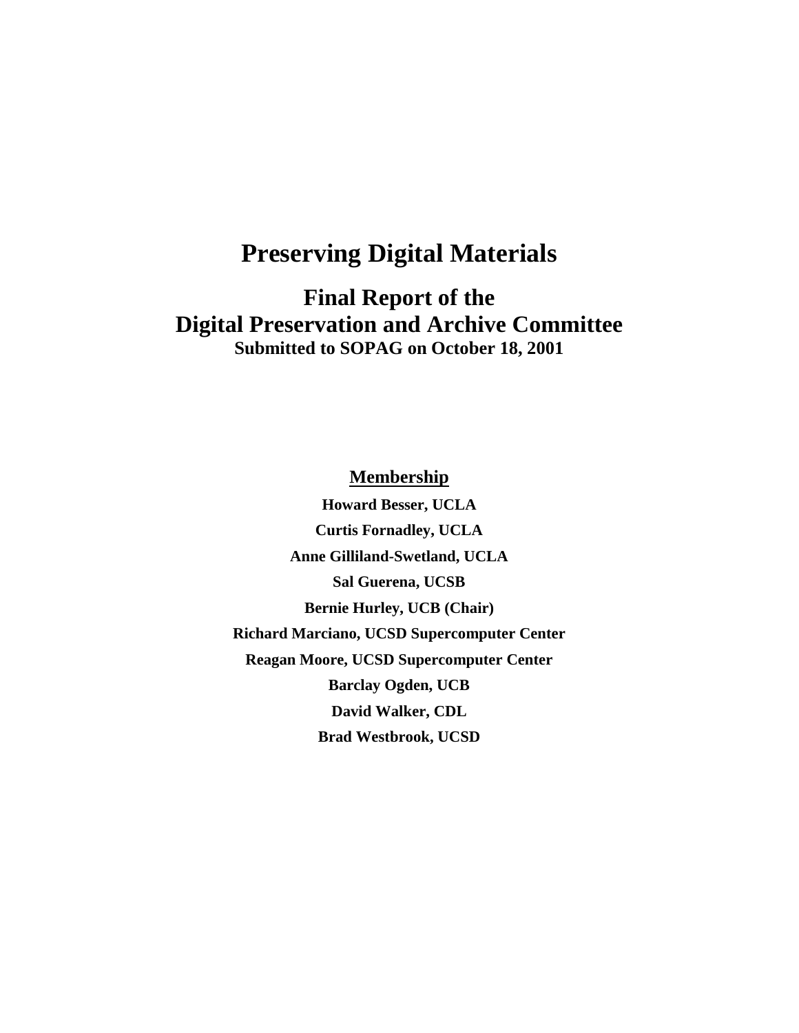# Preserving Digital Materials

## Final Report of the Digital Preservation and Archive Committee

**Submitted to SOPAG on October 18, 2001**

**Membership**

**Howard Besser, UCLA**

**Curtis Fornadley, UCLA**

**Anne Gilliland-Swetland, UCLA**

**Sal Guerena, UCSB**

**Bernie Hurley, UCB (Chair)**

**Richard Marciano, UCSD Supercomputer Center**

**Reagan Moore, UCSD Supercomputer Center**

**Barclay Ogden, UCB**

**David Walker, CDL**

**Brad Westbrook, UCSD**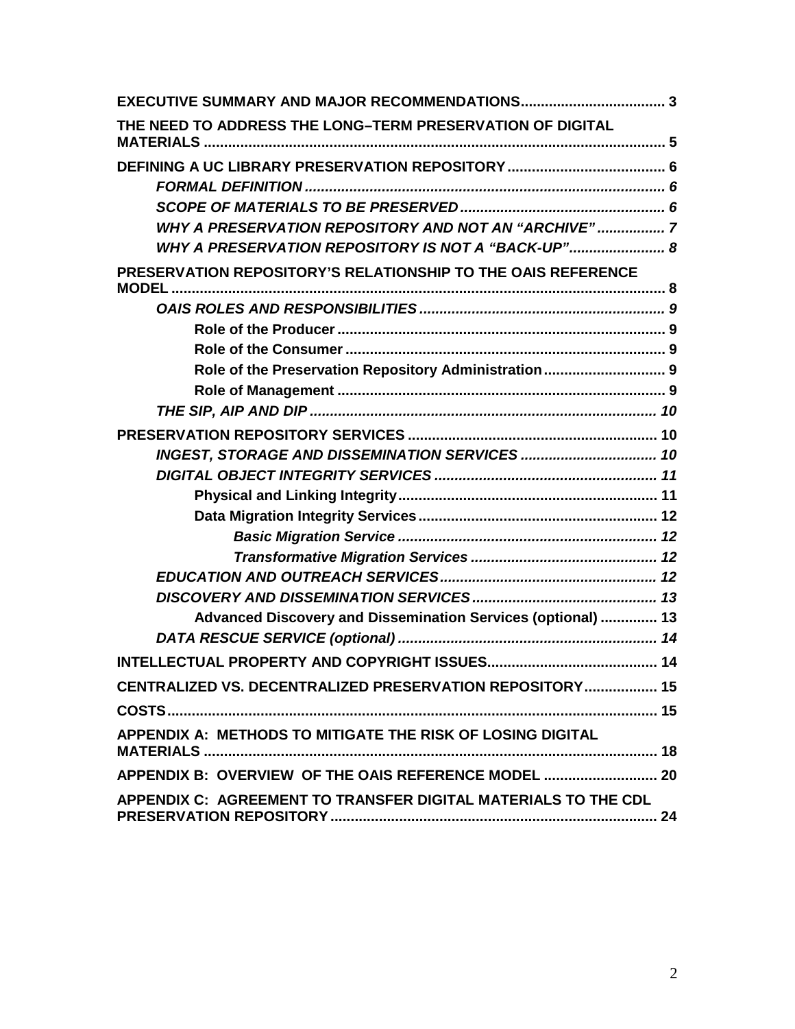**EXECUTIVE SUMMARY AND MAJOR RECOMMENDATIONS** .................................... 3

**THE NEED TO ADDRESS THE LONG–TERM PRESERVATION OF DIGITAL MATERIALS** ................................................................................................................ 5

**DEFINING A UC LIBRARY PRESERVATION REPOSITORY** ...................................... 6

- ***FORMAL DEFINITION*** ........................................................................................ 6
- ***SCOPE OF MATERIALS TO BE PRESERVED*** .................................................. 6
- ***WHY A PRESERVATION REPOSITORY AND NOT AN "ARCHIVE"*** ................. 7
- ***WHY A PRESERVATION REPOSITORY IS NOT A "BACK-UP"*** ....................... 8

**PRESERVATION REPOSITORY'S RELATIONSHIP TO THE OAIS REFERENCE MODEL** ......................................................................................................................... 8

- ***OAIS ROLES AND RESPONSIBILITIES*** ........................................................... 9
  - **Role of the Producer** ............................................................................... 9
  - **Role of the Consumer** .............................................................................. 9
  - **Role of the Preservation Repository Administration** ............................. 9
  - **Role of Management** ............................................................................... 9
- ***THE SIP, AIP AND DIP*** .................................................................................... 10

**PRESERVATION REPOSITORY SERVICES** ............................................................ 10

- ***INGEST, STORAGE AND DISSEMINATION SERVICES*** ................................. 10
- ***DIGITAL OBJECT INTEGRITY SERVICES*** ...................................................... 11
  - **Physical and Linking Integrity** ............................................................... 11
  - **Data Migration Integrity Services** .......................................................... 12
    - ***Basic Migration Service*** .............................................................. 12
    - ***Transformative Migration Services*** ............................................. 12
- ***EDUCATION AND OUTREACH SERVICES*** .................................................... 12
- ***DISCOVERY AND DISSEMINATION SERVICES*** ............................................ 13
  - **Advanced Discovery and Dissemination Services (optional)** ............. 13
- ***DATA RESCUE SERVICE (optional)*** ............................................................... 14

**INTELLECTUAL PROPERTY AND COPYRIGHT ISSUES** ......................................... 14

**CENTRALIZED VS. DECENTRALIZED PRESERVATION REPOSITORY** ................. 15

**COSTS** ...................................................................................................................... 15

**APPENDIX A: METHODS TO MITIGATE THE RISK OF LOSING DIGITAL MATERIALS** ............................................................................................................. 18

**APPENDIX B: OVERVIEW OF THE OAIS REFERENCE MODEL** ........................... 20

**APPENDIX C: AGREEMENT TO TRANSFER DIGITAL MATERIALS TO THE CDL PRESERVATION REPOSITORY** ............................................................................... 24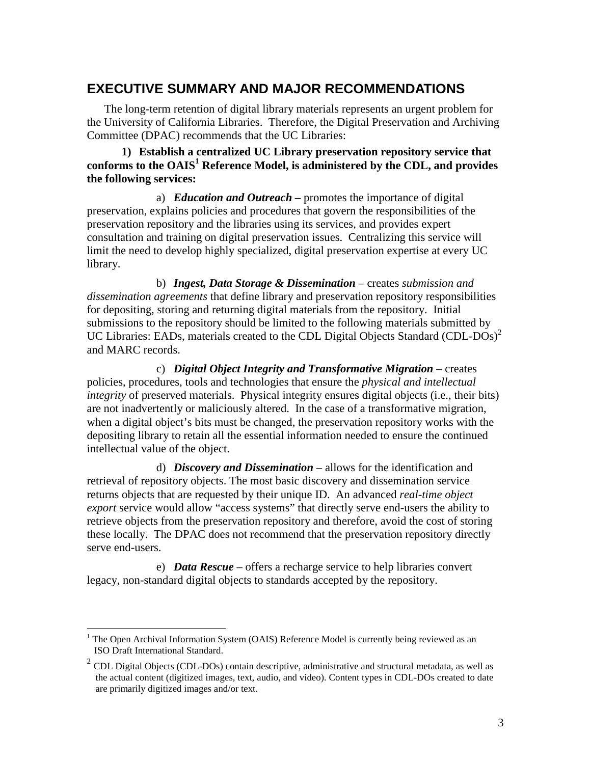## EXECUTIVE SUMMARY AND MAJOR RECOMMENDATIONS

The long-term retention of digital library materials represents an urgent problem for the University of California Libraries. Therefore, the Digital Preservation and Archiving Committee (DPAC) recommends that the UC Libraries:

**1) Establish a centralized UC Library preservation repository service that conforms to the OAIS[1] Reference Model, is administered by the CDL, and provides the following services:**

a) ***Education and Outreach*** **–** promotes the importance of digital preservation, explains policies and procedures that govern the responsibilities of the preservation repository and the libraries using its services, and provides expert consultation and training on digital preservation issues. Centralizing this service will limit the need to develop highly specialized, digital preservation expertise at every UC library.

b) ***Ingest, Data Storage & Dissemination*** – creates *submission and dissemination agreements* that define library and preservation repository responsibilities for depositing, storing and returning digital materials from the repository. Initial submissions to the repository should be limited to the following materials submitted by UC Libraries: EADs, materials created to the CDL Digital Objects Standard (CDL-DOs)[2] and MARC records.

c) ***Digital Object Integrity and Transformative Migration*** – creates policies, procedures, tools and technologies that ensure the *physical and intellectual integrity* of preserved materials. Physical integrity ensures digital objects (i.e., their bits) are not inadvertently or maliciously altered. In the case of a transformative migration, when a digital object's bits must be changed, the preservation repository works with the depositing library to retain all the essential information needed to ensure the continued intellectual value of the object.

d) ***Discovery and Dissemination*** – allows for the identification and retrieval of repository objects. The most basic discovery and dissemination service returns objects that are requested by their unique ID. An advanced *real-time object export* service would allow "access systems" that directly serve end-users the ability to retrieve objects from the preservation repository and therefore, avoid the cost of storing these locally. The DPAC does not recommend that the preservation repository directly serve end-users.

e) ***Data Rescue*** – offers a recharge service to help libraries convert legacy, non-standard digital objects to standards accepted by the repository.

---

[1] The Open Archival Information System (OAIS) Reference Model is currently being reviewed as an ISO Draft International Standard.

[2] CDL Digital Objects (CDL-DOs) contain descriptive, administrative and structural metadata, as well as the actual content (digitized images, text, audio, and video). Content types in CDL-DOs created to date are primarily digitized images and/or text.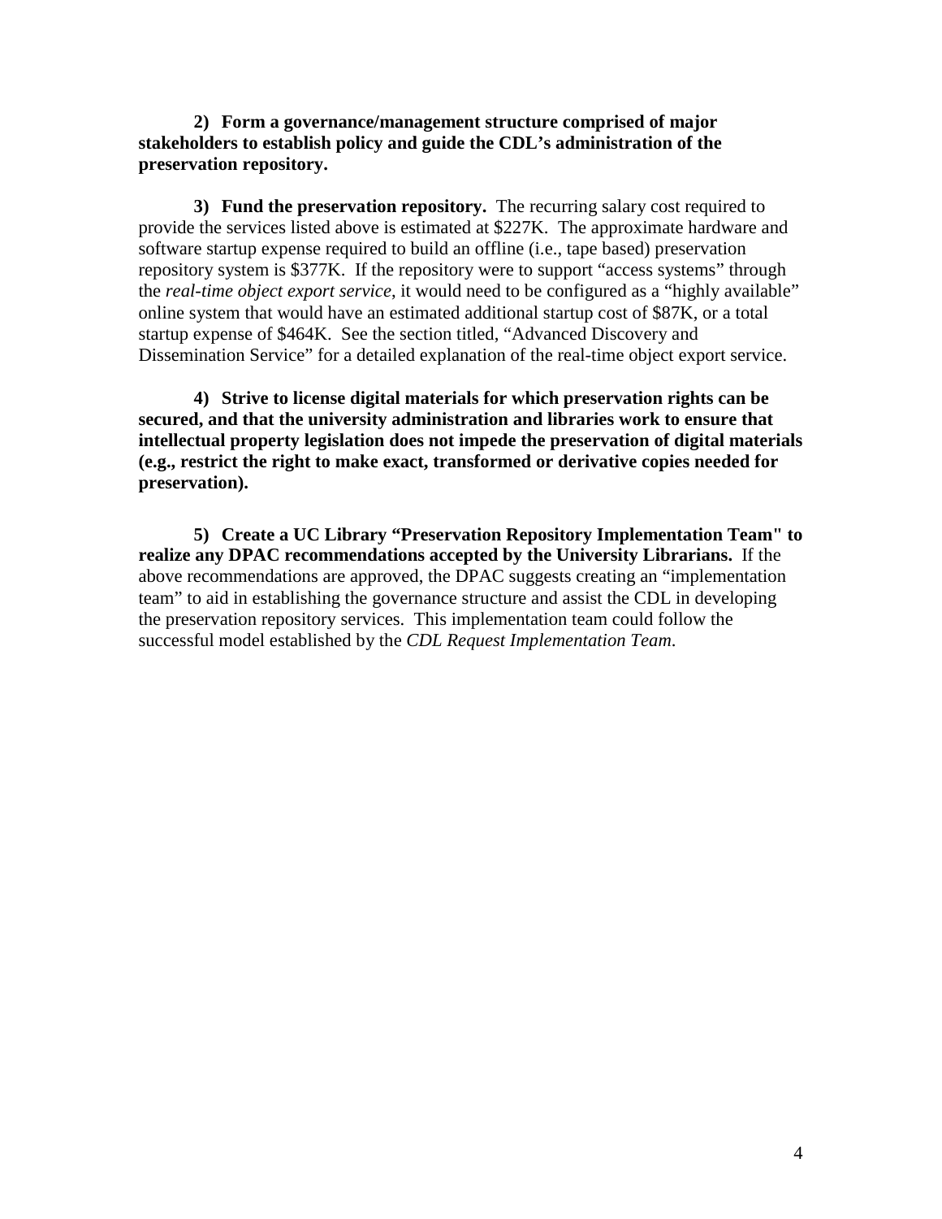**2) Form a governance/management structure comprised of major stakeholders to establish policy and guide the CDL's administration of the preservation repository.**

**3) Fund the preservation repository.** The recurring salary cost required to provide the services listed above is estimated at $227K. The approximate hardware and software startup expense required to build an offline (i.e., tape based) preservation repository system is $377K. If the repository were to support "access systems" through the *real-time object export service*, it would need to be configured as a "highly available" online system that would have an estimated additional startup cost of $87K, or a total startup expense of $464K. See the section titled, "Advanced Discovery and Dissemination Service" for a detailed explanation of the real-time object export service.

**4) Strive to license digital materials for which preservation rights can be secured, and that the university administration and libraries work to ensure that intellectual property legislation does not impede the preservation of digital materials (e.g., restrict the right to make exact, transformed or derivative copies needed for preservation).**

**5) Create a UC Library "Preservation Repository Implementation Team" to realize any DPAC recommendations accepted by the University Librarians.** If the above recommendations are approved, the DPAC suggests creating an "implementation team" to aid in establishing the governance structure and assist the CDL in developing the preservation repository services. This implementation team could follow the successful model established by the *CDL Request Implementation Team*.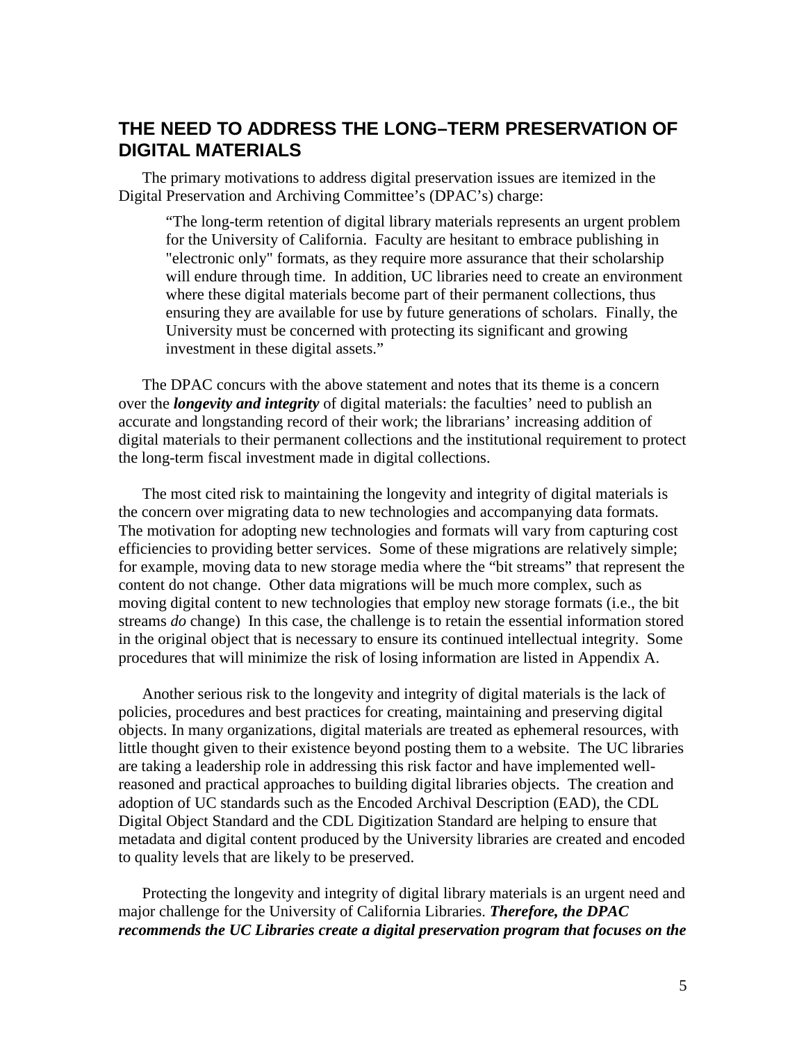## THE NEED TO ADDRESS THE LONG–TERM PRESERVATION OF DIGITAL MATERIALS

The primary motivations to address digital preservation issues are itemized in the Digital Preservation and Archiving Committee's (DPAC's) charge:

> "The long-term retention of digital library materials represents an urgent problem for the University of California. Faculty are hesitant to embrace publishing in "electronic only" formats, as they require more assurance that their scholarship will endure through time. In addition, UC libraries need to create an environment where these digital materials become part of their permanent collections, thus ensuring they are available for use by future generations of scholars. Finally, the University must be concerned with protecting its significant and growing investment in these digital assets."

The DPAC concurs with the above statement and notes that its theme is a concern over the ***longevity and integrity*** of digital materials: the faculties' need to publish an accurate and longstanding record of their work; the librarians' increasing addition of digital materials to their permanent collections and the institutional requirement to protect the long-term fiscal investment made in digital collections.

The most cited risk to maintaining the longevity and integrity of digital materials is the concern over migrating data to new technologies and accompanying data formats. The motivation for adopting new technologies and formats will vary from capturing cost efficiencies to providing better services. Some of these migrations are relatively simple; for example, moving data to new storage media where the "bit streams" that represent the content do not change. Other data migrations will be much more complex, such as moving digital content to new technologies that employ new storage formats (i.e., the bit streams *do* change) In this case, the challenge is to retain the essential information stored in the original object that is necessary to ensure its continued intellectual integrity. Some procedures that will minimize the risk of losing information are listed in Appendix A.

Another serious risk to the longevity and integrity of digital materials is the lack of policies, procedures and best practices for creating, maintaining and preserving digital objects. In many organizations, digital materials are treated as ephemeral resources, with little thought given to their existence beyond posting them to a website. The UC libraries are taking a leadership role in addressing this risk factor and have implemented well-reasoned and practical approaches to building digital libraries objects. The creation and adoption of UC standards such as the Encoded Archival Description (EAD), the CDL Digital Object Standard and the CDL Digitization Standard are helping to ensure that metadata and digital content produced by the University libraries are created and encoded to quality levels that are likely to be preserved.

Protecting the longevity and integrity of digital library materials is an urgent need and major challenge for the University of California Libraries. ***Therefore, the DPAC recommends the UC Libraries create a digital preservation program that focuses on the***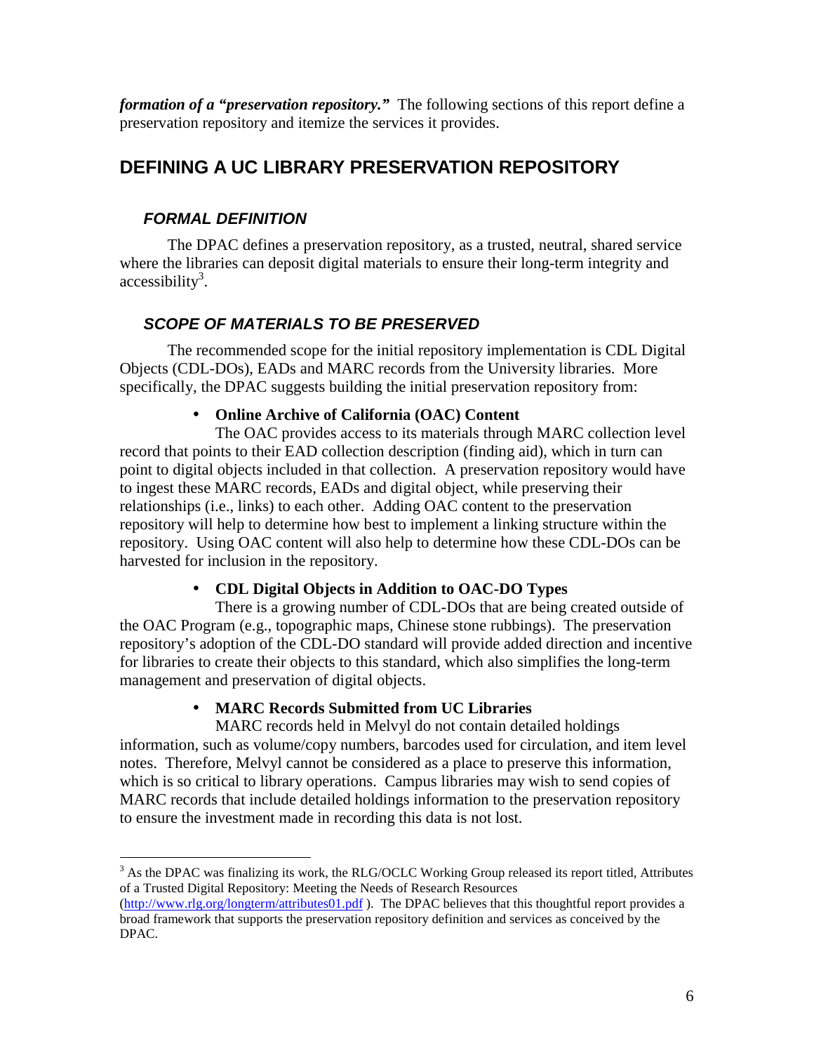***formation of a "preservation repository."*** The following sections of this report define a preservation repository and itemize the services it provides.

## DEFINING A UC LIBRARY PRESERVATION REPOSITORY

### *FORMAL DEFINITION*

The DPAC defines a preservation repository, as a trusted, neutral, shared service where the libraries can deposit digital materials to ensure their long-term integrity and accessibility[3].

### *SCOPE OF MATERIALS TO BE PRESERVED*

The recommended scope for the initial repository implementation is CDL Digital Objects (CDL-DOs), EADs and MARC records from the University libraries. More specifically, the DPAC suggests building the initial preservation repository from:

- **Online Archive of California (OAC) Content**

  The OAC provides access to its materials through MARC collection level record that points to their EAD collection description (finding aid), which in turn can point to digital objects included in that collection. A preservation repository would have to ingest these MARC records, EADs and digital object, while preserving their relationships (i.e., links) to each other. Adding OAC content to the preservation repository will help to determine how best to implement a linking structure within the repository. Using OAC content will also help to determine how these CDL-DOs can be harvested for inclusion in the repository.

- **CDL Digital Objects in Addition to OAC-DO Types**

  There is a growing number of CDL-DOs that are being created outside of the OAC Program (e.g., topographic maps, Chinese stone rubbings). The preservation repository's adoption of the CDL-DO standard will provide added direction and incentive for libraries to create their objects to this standard, which also simplifies the long-term management and preservation of digital objects.

- **MARC Records Submitted from UC Libraries**

  MARC records held in Melvyl do not contain detailed holdings information, such as volume/copy numbers, barcodes used for circulation, and item level notes. Therefore, Melvyl cannot be considered as a place to preserve this information, which is so critical to library operations. Campus libraries may wish to send copies of MARC records that include detailed holdings information to the preservation repository to ensure the investment made in recording this data is not lost.

---

[3] As the DPAC was finalizing its work, the RLG/OCLC Working Group released its report titled, Attributes of a Trusted Digital Repository: Meeting the Needs of Research Resources (http://www.rlg.org/longterm/attributes01.pdf ). The DPAC believes that this thoughtful report provides a broad framework that supports the preservation repository definition and services as conceived by the DPAC.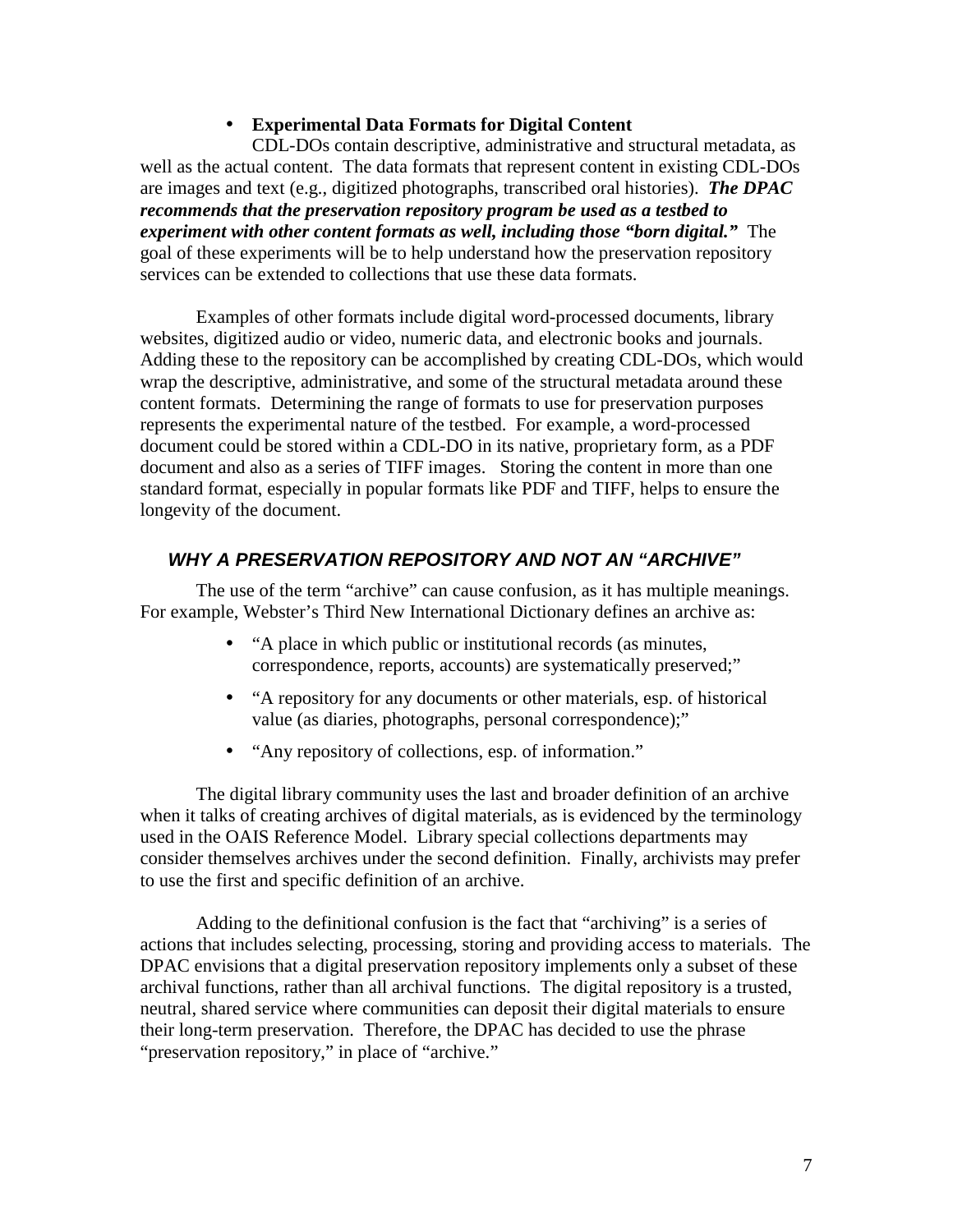- **Experimental Data Formats for Digital Content**

CDL-DOs contain descriptive, administrative and structural metadata, as well as the actual content. The data formats that represent content in existing CDL-DOs are images and text (e.g., digitized photographs, transcribed oral histories). ***The DPAC recommends that the preservation repository program be used as a testbed to experiment with other content formats as well, including those "born digital."*** The goal of these experiments will be to help understand how the preservation repository services can be extended to collections that use these data formats.

Examples of other formats include digital word-processed documents, library websites, digitized audio or video, numeric data, and electronic books and journals. Adding these to the repository can be accomplished by creating CDL-DOs, which would wrap the descriptive, administrative, and some of the structural metadata around these content formats. Determining the range of formats to use for preservation purposes represents the experimental nature of the testbed. For example, a word-processed document could be stored within a CDL-DO in its native, proprietary form, as a PDF document and also as a series of TIFF images. Storing the content in more than one standard format, especially in popular formats like PDF and TIFF, helps to ensure the longevity of the document.

### *WHY A PRESERVATION REPOSITORY AND NOT AN "ARCHIVE"*

The use of the term "archive" can cause confusion, as it has multiple meanings. For example, Webster's Third New International Dictionary defines an archive as:

- "A place in which public or institutional records (as minutes, correspondence, reports, accounts) are systematically preserved;"
- "A repository for any documents or other materials, esp. of historical value (as diaries, photographs, personal correspondence);"
- "Any repository of collections, esp. of information."

The digital library community uses the last and broader definition of an archive when it talks of creating archives of digital materials, as is evidenced by the terminology used in the OAIS Reference Model. Library special collections departments may consider themselves archives under the second definition. Finally, archivists may prefer to use the first and specific definition of an archive.

Adding to the definitional confusion is the fact that "archiving" is a series of actions that includes selecting, processing, storing and providing access to materials. The DPAC envisions that a digital preservation repository implements only a subset of these archival functions, rather than all archival functions. The digital repository is a trusted, neutral, shared service where communities can deposit their digital materials to ensure their long-term preservation. Therefore, the DPAC has decided to use the phrase "preservation repository," in place of "archive."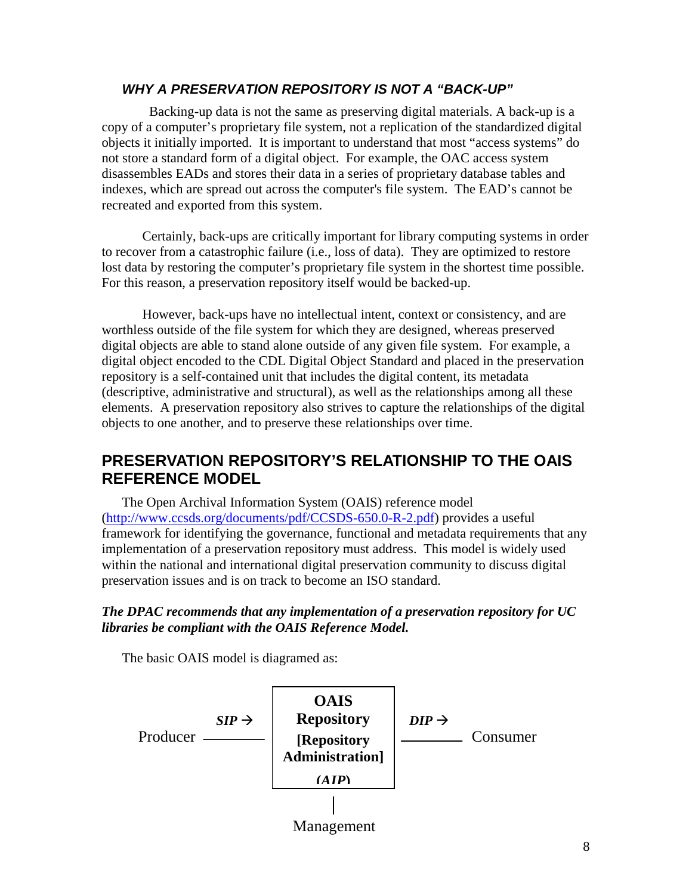### *WHY A PRESERVATION REPOSITORY IS NOT A "BACK-UP"*

Backing-up data is not the same as preserving digital materials. A back-up is a copy of a computer's proprietary file system, not a replication of the standardized digital objects it initially imported. It is important to understand that most "access systems" do not store a standard form of a digital object. For example, the OAC access system disassembles EADs and stores their data in a series of proprietary database tables and indexes, which are spread out across the computer's file system. The EAD's cannot be recreated and exported from this system.

Certainly, back-ups are critically important for library computing systems in order to recover from a catastrophic failure (i.e., loss of data). They are optimized to restore lost data by restoring the computer's proprietary file system in the shortest time possible. For this reason, a preservation repository itself would be backed-up.

However, back-ups have no intellectual intent, context or consistency, and are worthless outside of the file system for which they are designed, whereas preserved digital objects are able to stand alone outside of any given file system. For example, a digital object encoded to the CDL Digital Object Standard and placed in the preservation repository is a self-contained unit that includes the digital content, its metadata (descriptive, administrative and structural), as well as the relationships among all these elements. A preservation repository also strives to capture the relationships of the digital objects to one another, and to preserve these relationships over time.

## PRESERVATION REPOSITORY'S RELATIONSHIP TO THE OAIS REFERENCE MODEL

The Open Archival Information System (OAIS) reference model (http://www.ccsds.org/documents/pdf/CCSDS-650.0-R-2.pdf) provides a useful framework for identifying the governance, functional and metadata requirements that any implementation of a preservation repository must address. This model is widely used within the national and international digital preservation community to discuss digital preservation issues and is on track to become an ISO standard.

***The DPAC recommends that any implementation of a preservation repository for UC libraries be compliant with the OAIS Reference Model.***

The basic OAIS model is diagramed as:

```
                 SIP →    OAIS Repository            DIP →
Producer  ________        [Repository          ________  Consumer
                          Administration]
                          (AIP)
                               |
                           Management
```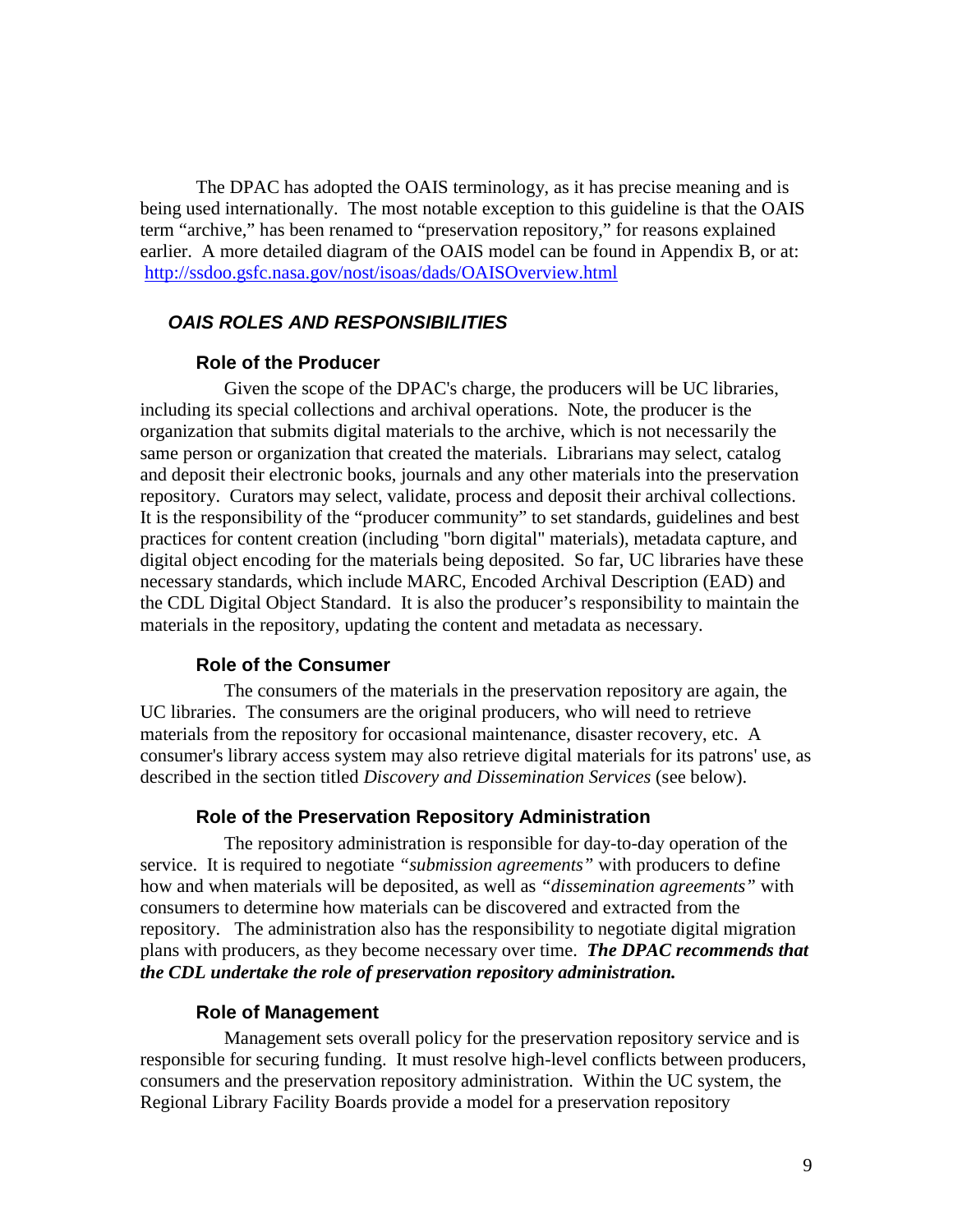The DPAC has adopted the OAIS terminology, as it has precise meaning and is being used internationally. The most notable exception to this guideline is that the OAIS term "archive," has been renamed to "preservation repository," for reasons explained earlier. A more detailed diagram of the OAIS model can be found in Appendix B, or at: http://ssdoo.gsfc.nasa.gov/nost/isoas/dads/OAISOverview.html

## *OAIS ROLES AND RESPONSIBILITIES*

### Role of the Producer

Given the scope of the DPAC's charge, the producers will be UC libraries, including its special collections and archival operations. Note, the producer is the organization that submits digital materials to the archive, which is not necessarily the same person or organization that created the materials. Librarians may select, catalog and deposit their electronic books, journals and any other materials into the preservation repository. Curators may select, validate, process and deposit their archival collections. It is the responsibility of the "producer community" to set standards, guidelines and best practices for content creation (including "born digital" materials), metadata capture, and digital object encoding for the materials being deposited. So far, UC libraries have these necessary standards, which include MARC, Encoded Archival Description (EAD) and the CDL Digital Object Standard. It is also the producer's responsibility to maintain the materials in the repository, updating the content and metadata as necessary.

### Role of the Consumer

The consumers of the materials in the preservation repository are again, the UC libraries. The consumers are the original producers, who will need to retrieve materials from the repository for occasional maintenance, disaster recovery, etc. A consumer's library access system may also retrieve digital materials for its patrons' use, as described in the section titled *Discovery and Dissemination Services* (see below).

### Role of the Preservation Repository Administration

The repository administration is responsible for day-to-day operation of the service. It is required to negotiate *"submission agreements"* with producers to define how and when materials will be deposited, as well as *"dissemination agreements"* with consumers to determine how materials can be discovered and extracted from the repository. The administration also has the responsibility to negotiate digital migration plans with producers, as they become necessary over time. ***The DPAC recommends that the CDL undertake the role of preservation repository administration.***

### Role of Management

Management sets overall policy for the preservation repository service and is responsible for securing funding. It must resolve high-level conflicts between producers, consumers and the preservation repository administration. Within the UC system, the Regional Library Facility Boards provide a model for a preservation repository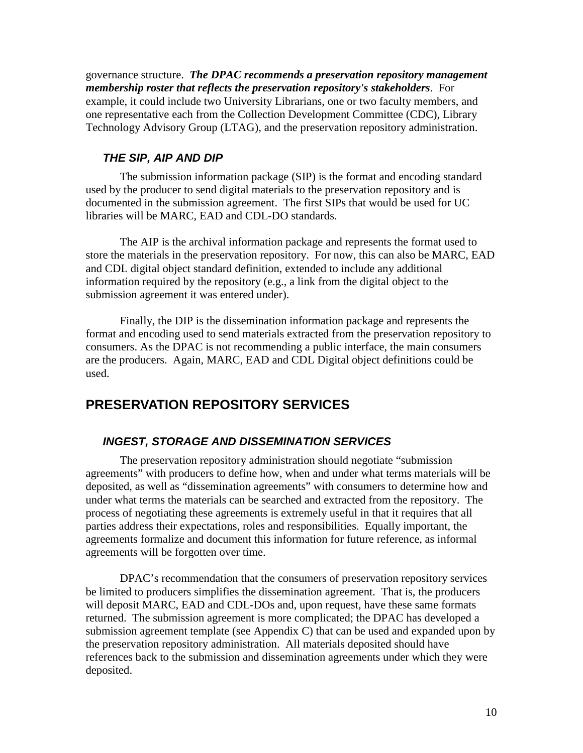governance structure. ***The DPAC recommends a preservation repository management membership roster that reflects the preservation repository's stakeholders***. For example, it could include two University Librarians, one or two faculty members, and one representative each from the Collection Development Committee (CDC), Library Technology Advisory Group (LTAG), and the preservation repository administration.

### *THE SIP, AIP AND DIP*

The submission information package (SIP) is the format and encoding standard used by the producer to send digital materials to the preservation repository and is documented in the submission agreement. The first SIPs that would be used for UC libraries will be MARC, EAD and CDL-DO standards.

The AIP is the archival information package and represents the format used to store the materials in the preservation repository. For now, this can also be MARC, EAD and CDL digital object standard definition, extended to include any additional information required by the repository (e.g., a link from the digital object to the submission agreement it was entered under).

Finally, the DIP is the dissemination information package and represents the format and encoding used to send materials extracted from the preservation repository to consumers. As the DPAC is not recommending a public interface, the main consumers are the producers. Again, MARC, EAD and CDL Digital object definitions could be used.

## PRESERVATION REPOSITORY SERVICES

### *INGEST, STORAGE AND DISSEMINATION SERVICES*

The preservation repository administration should negotiate "submission agreements" with producers to define how, when and under what terms materials will be deposited, as well as "dissemination agreements" with consumers to determine how and under what terms the materials can be searched and extracted from the repository. The process of negotiating these agreements is extremely useful in that it requires that all parties address their expectations, roles and responsibilities. Equally important, the agreements formalize and document this information for future reference, as informal agreements will be forgotten over time.

DPAC's recommendation that the consumers of preservation repository services be limited to producers simplifies the dissemination agreement. That is, the producers will deposit MARC, EAD and CDL-DOs and, upon request, have these same formats returned. The submission agreement is more complicated; the DPAC has developed a submission agreement template (see Appendix C) that can be used and expanded upon by the preservation repository administration. All materials deposited should have references back to the submission and dissemination agreements under which they were deposited.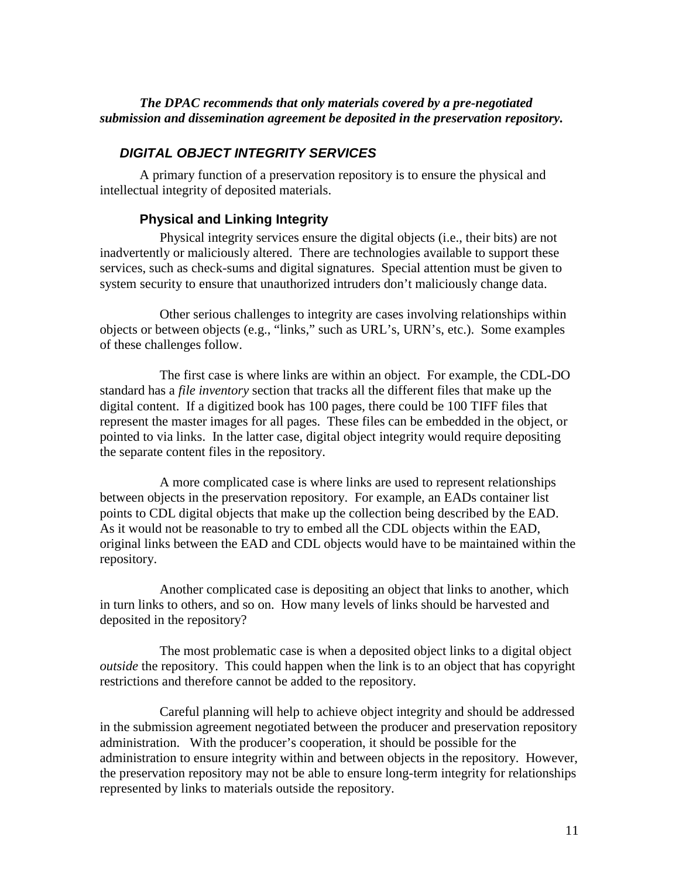***The DPAC recommends that only materials covered by a pre-negotiated submission and dissemination agreement be deposited in the preservation repository.***

## *DIGITAL OBJECT INTEGRITY SERVICES*

A primary function of a preservation repository is to ensure the physical and intellectual integrity of deposited materials.

### Physical and Linking Integrity

Physical integrity services ensure the digital objects (i.e., their bits) are not inadvertently or maliciously altered. There are technologies available to support these services, such as check-sums and digital signatures. Special attention must be given to system security to ensure that unauthorized intruders don't maliciously change data.

Other serious challenges to integrity are cases involving relationships within objects or between objects (e.g., "links," such as URL's, URN's, etc.). Some examples of these challenges follow.

The first case is where links are within an object. For example, the CDL-DO standard has a *file inventory* section that tracks all the different files that make up the digital content. If a digitized book has 100 pages, there could be 100 TIFF files that represent the master images for all pages. These files can be embedded in the object, or pointed to via links. In the latter case, digital object integrity would require depositing the separate content files in the repository.

A more complicated case is where links are used to represent relationships between objects in the preservation repository. For example, an EADs container list points to CDL digital objects that make up the collection being described by the EAD. As it would not be reasonable to try to embed all the CDL objects within the EAD, original links between the EAD and CDL objects would have to be maintained within the repository.

Another complicated case is depositing an object that links to another, which in turn links to others, and so on. How many levels of links should be harvested and deposited in the repository?

The most problematic case is when a deposited object links to a digital object *outside* the repository. This could happen when the link is to an object that has copyright restrictions and therefore cannot be added to the repository.

Careful planning will help to achieve object integrity and should be addressed in the submission agreement negotiated between the producer and preservation repository administration. With the producer's cooperation, it should be possible for the administration to ensure integrity within and between objects in the repository. However, the preservation repository may not be able to ensure long-term integrity for relationships represented by links to materials outside the repository.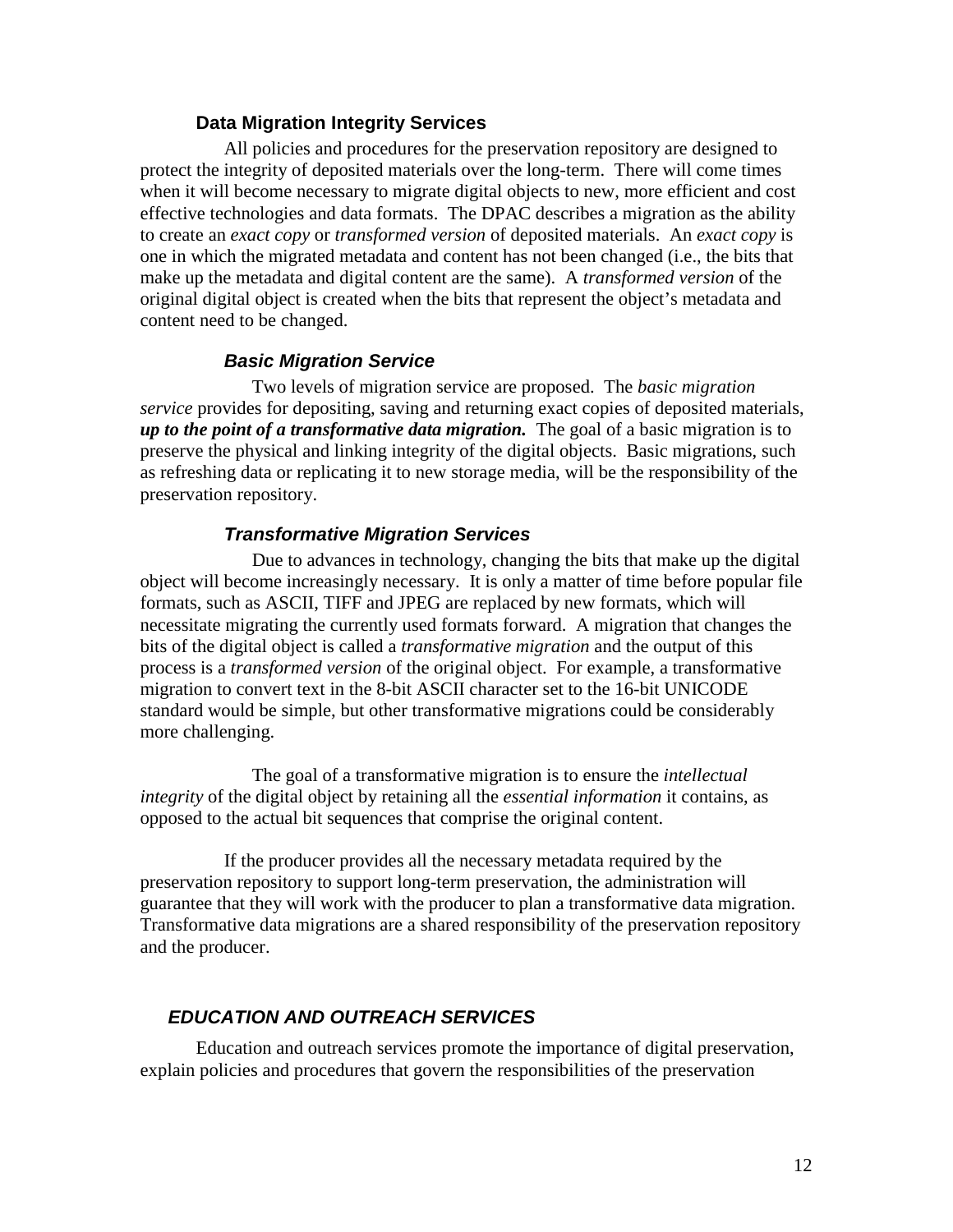### Data Migration Integrity Services

All policies and procedures for the preservation repository are designed to protect the integrity of deposited materials over the long-term. There will come times when it will become necessary to migrate digital objects to new, more efficient and cost effective technologies and data formats. The DPAC describes a migration as the ability to create an *exact copy* or *transformed version* of deposited materials. An *exact copy* is one in which the migrated metadata and content has not been changed (i.e., the bits that make up the metadata and digital content are the same). A *transformed version* of the original digital object is created when the bits that represent the object's metadata and content need to be changed.

#### *Basic Migration Service*

Two levels of migration service are proposed. The *basic migration service* provides for depositing, saving and returning exact copies of deposited materials, ***up to the point of a transformative data migration.*** The goal of a basic migration is to preserve the physical and linking integrity of the digital objects. Basic migrations, such as refreshing data or replicating it to new storage media, will be the responsibility of the preservation repository.

#### *Transformative Migration Services*

Due to advances in technology, changing the bits that make up the digital object will become increasingly necessary. It is only a matter of time before popular file formats, such as ASCII, TIFF and JPEG are replaced by new formats, which will necessitate migrating the currently used formats forward. A migration that changes the bits of the digital object is called a *transformative migration* and the output of this process is a *transformed version* of the original object. For example, a transformative migration to convert text in the 8-bit ASCII character set to the 16-bit UNICODE standard would be simple, but other transformative migrations could be considerably more challenging.

The goal of a transformative migration is to ensure the *intellectual integrity* of the digital object by retaining all the *essential information* it contains, as opposed to the actual bit sequences that comprise the original content.

If the producer provides all the necessary metadata required by the preservation repository to support long-term preservation, the administration will guarantee that they will work with the producer to plan a transformative data migration. Transformative data migrations are a shared responsibility of the preservation repository and the producer.

## *EDUCATION AND OUTREACH SERVICES*

Education and outreach services promote the importance of digital preservation, explain policies and procedures that govern the responsibilities of the preservation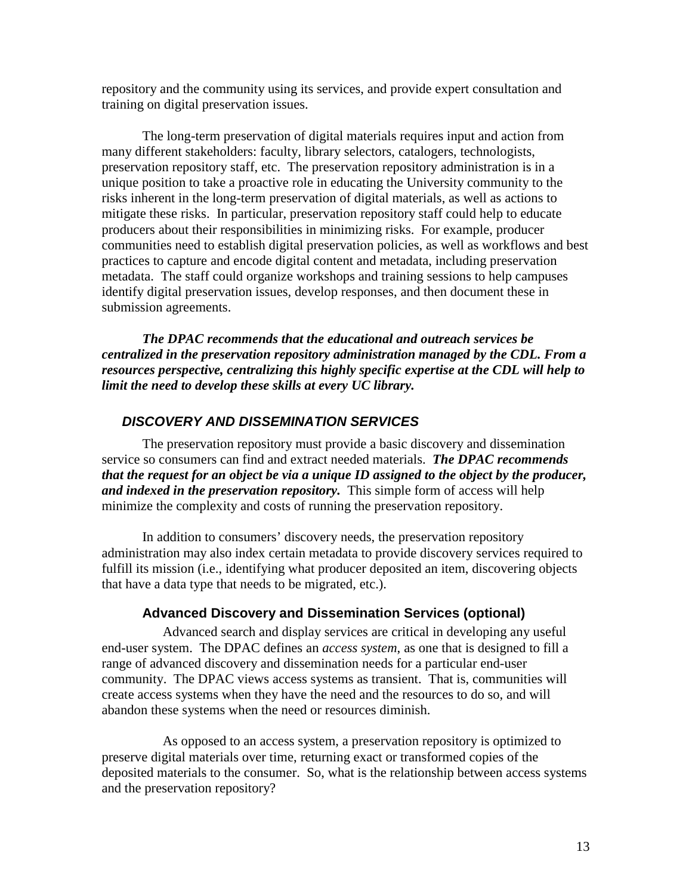repository and the community using its services, and provide expert consultation and training on digital preservation issues.

The long-term preservation of digital materials requires input and action from many different stakeholders: faculty, library selectors, catalogers, technologists, preservation repository staff, etc. The preservation repository administration is in a unique position to take a proactive role in educating the University community to the risks inherent in the long-term preservation of digital materials, as well as actions to mitigate these risks. In particular, preservation repository staff could help to educate producers about their responsibilities in minimizing risks. For example, producer communities need to establish digital preservation policies, as well as workflows and best practices to capture and encode digital content and metadata, including preservation metadata. The staff could organize workshops and training sessions to help campuses identify digital preservation issues, develop responses, and then document these in submission agreements.

***The DPAC recommends that the educational and outreach services be centralized in the preservation repository administration managed by the CDL. From a resources perspective, centralizing this highly specific expertise at the CDL will help to limit the need to develop these skills at every UC library.***

## *DISCOVERY AND DISSEMINATION SERVICES*

The preservation repository must provide a basic discovery and dissemination service so consumers can find and extract needed materials. ***The DPAC recommends that the request for an object be via a unique ID assigned to the object by the producer, and indexed in the preservation repository.*** This simple form of access will help minimize the complexity and costs of running the preservation repository.

In addition to consumers' discovery needs, the preservation repository administration may also index certain metadata to provide discovery services required to fulfill its mission (i.e., identifying what producer deposited an item, discovering objects that have a data type that needs to be migrated, etc.).

### Advanced Discovery and Dissemination Services (optional)

Advanced search and display services are critical in developing any useful end-user system. The DPAC defines an *access system*, as one that is designed to fill a range of advanced discovery and dissemination needs for a particular end-user community. The DPAC views access systems as transient. That is, communities will create access systems when they have the need and the resources to do so, and will abandon these systems when the need or resources diminish.

As opposed to an access system, a preservation repository is optimized to preserve digital materials over time, returning exact or transformed copies of the deposited materials to the consumer. So, what is the relationship between access systems and the preservation repository?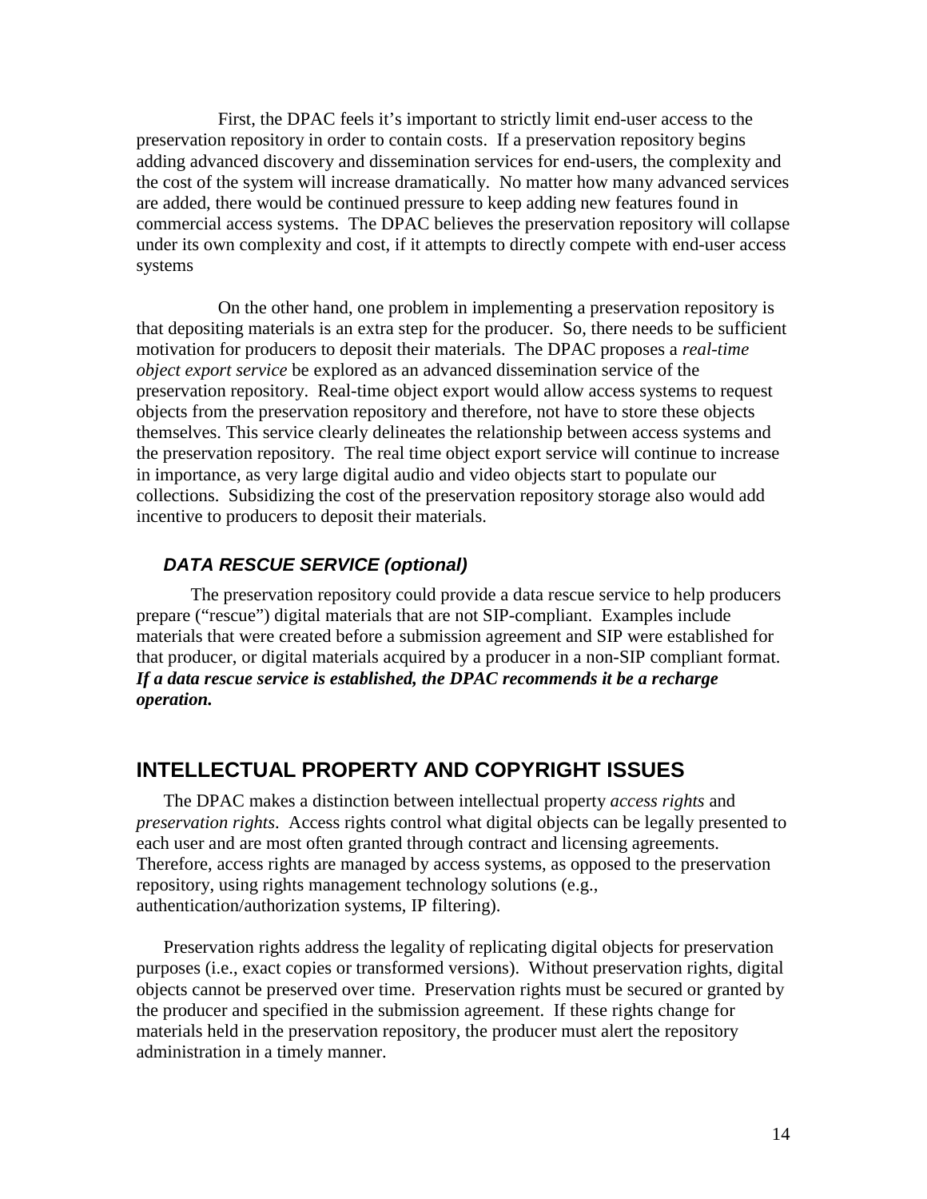First, the DPAC feels it's important to strictly limit end-user access to the preservation repository in order to contain costs. If a preservation repository begins adding advanced discovery and dissemination services for end-users, the complexity and the cost of the system will increase dramatically. No matter how many advanced services are added, there would be continued pressure to keep adding new features found in commercial access systems. The DPAC believes the preservation repository will collapse under its own complexity and cost, if it attempts to directly compete with end-user access systems

On the other hand, one problem in implementing a preservation repository is that depositing materials is an extra step for the producer. So, there needs to be sufficient motivation for producers to deposit their materials. The DPAC proposes a *real-time object export service* be explored as an advanced dissemination service of the preservation repository. Real-time object export would allow access systems to request objects from the preservation repository and therefore, not have to store these objects themselves. This service clearly delineates the relationship between access systems and the preservation repository. The real time object export service will continue to increase in importance, as very large digital audio and video objects start to populate our collections. Subsidizing the cost of the preservation repository storage also would add incentive to producers to deposit their materials.

### *DATA RESCUE SERVICE (optional)*

The preservation repository could provide a data rescue service to help producers prepare ("rescue") digital materials that are not SIP-compliant. Examples include materials that were created before a submission agreement and SIP were established for that producer, or digital materials acquired by a producer in a non-SIP compliant format. ***If a data rescue service is established, the DPAC recommends it be a recharge operation.***

## INTELLECTUAL PROPERTY AND COPYRIGHT ISSUES

The DPAC makes a distinction between intellectual property *access rights* and *preservation rights*. Access rights control what digital objects can be legally presented to each user and are most often granted through contract and licensing agreements. Therefore, access rights are managed by access systems, as opposed to the preservation repository, using rights management technology solutions (e.g., authentication/authorization systems, IP filtering).

Preservation rights address the legality of replicating digital objects for preservation purposes (i.e., exact copies or transformed versions). Without preservation rights, digital objects cannot be preserved over time. Preservation rights must be secured or granted by the producer and specified in the submission agreement. If these rights change for materials held in the preservation repository, the producer must alert the repository administration in a timely manner.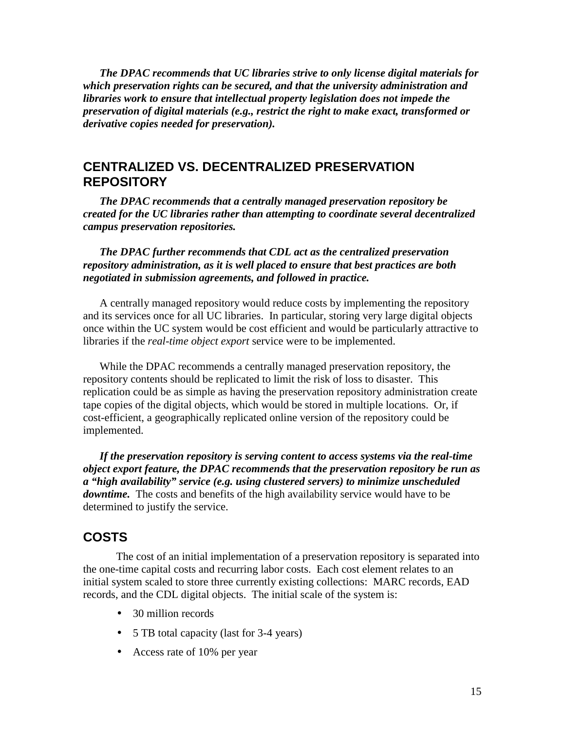***The DPAC recommends that UC libraries strive to only license digital materials for which preservation rights can be secured, and that the university administration and libraries work to ensure that intellectual property legislation does not impede the preservation of digital materials (e.g., restrict the right to make exact, transformed or derivative copies needed for preservation).***

## CENTRALIZED VS. DECENTRALIZED PRESERVATION REPOSITORY

***The DPAC recommends that a centrally managed preservation repository be created for the UC libraries rather than attempting to coordinate several decentralized campus preservation repositories.***

***The DPAC further recommends that CDL act as the centralized preservation repository administration, as it is well placed to ensure that best practices are both negotiated in submission agreements, and followed in practice.***

A centrally managed repository would reduce costs by implementing the repository and its services once for all UC libraries. In particular, storing very large digital objects once within the UC system would be cost efficient and would be particularly attractive to libraries if the *real-time object export* service were to be implemented.

While the DPAC recommends a centrally managed preservation repository, the repository contents should be replicated to limit the risk of loss to disaster. This replication could be as simple as having the preservation repository administration create tape copies of the digital objects, which would be stored in multiple locations. Or, if cost-efficient, a geographically replicated online version of the repository could be implemented.

***If the preservation repository is serving content to access systems via the real-time object export feature, the DPAC recommends that the preservation repository be run as a "high availability" service (e.g. using clustered servers) to minimize unscheduled downtime.*** The costs and benefits of the high availability service would have to be determined to justify the service.

## COSTS

The cost of an initial implementation of a preservation repository is separated into the one-time capital costs and recurring labor costs. Each cost element relates to an initial system scaled to store three currently existing collections: MARC records, EAD records, and the CDL digital objects. The initial scale of the system is:

- 30 million records
- 5 TB total capacity (last for 3-4 years)
- Access rate of 10% per year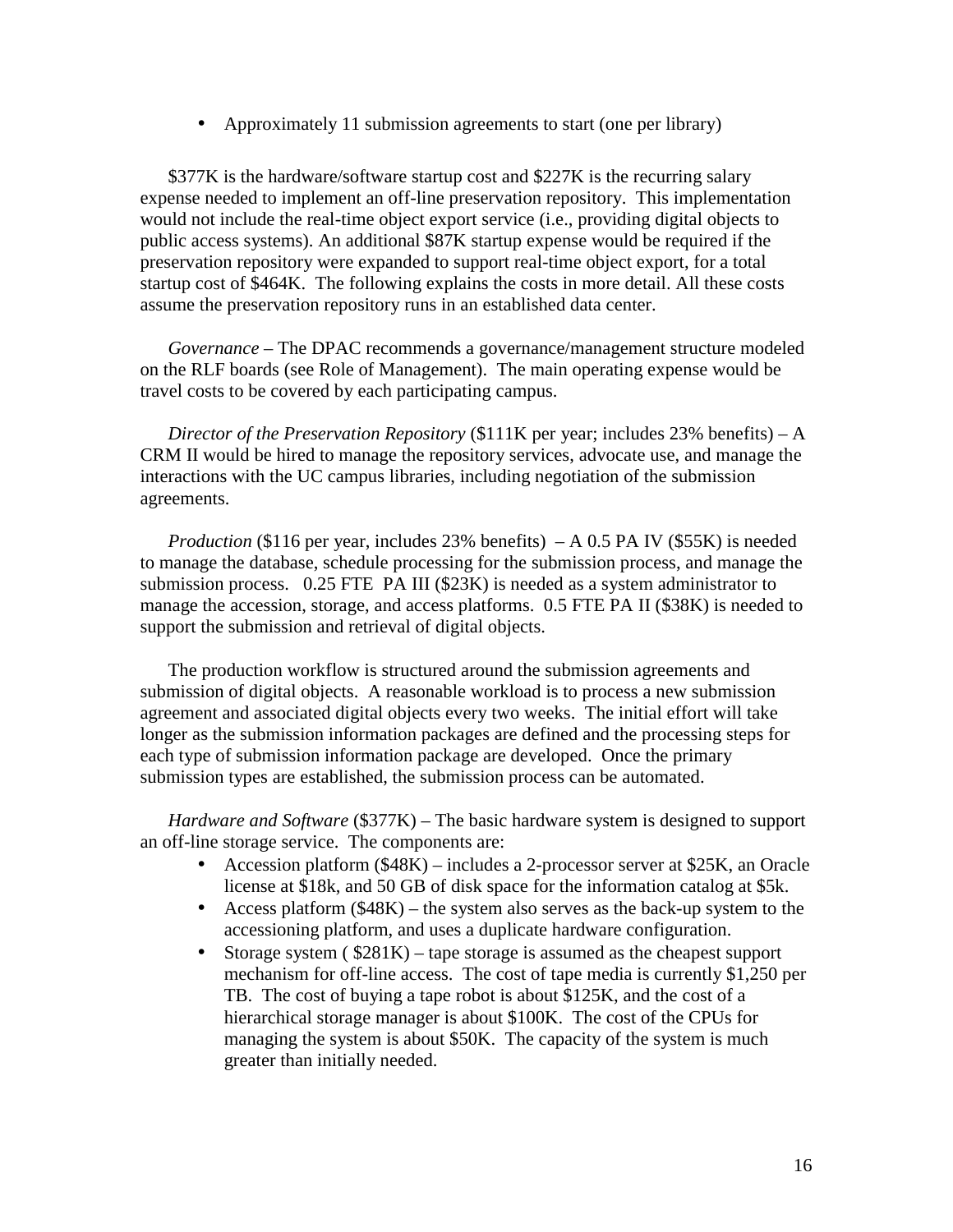- Approximately 11 submission agreements to start (one per library)

$377K is the hardware/software startup cost and $227K is the recurring salary expense needed to implement an off-line preservation repository. This implementation would not include the real-time object export service (i.e., providing digital objects to public access systems). An additional $87K startup expense would be required if the preservation repository were expanded to support real-time object export, for a total startup cost of $464K. The following explains the costs in more detail. All these costs assume the preservation repository runs in an established data center.

*Governance* – The DPAC recommends a governance/management structure modeled on the RLF boards (see Role of Management). The main operating expense would be travel costs to be covered by each participating campus.

*Director of the Preservation Repository* ($111K per year; includes 23% benefits) – A CRM II would be hired to manage the repository services, advocate use, and manage the interactions with the UC campus libraries, including negotiation of the submission agreements.

*Production* ($116 per year, includes 23% benefits) – A 0.5 PA IV ($55K) is needed to manage the database, schedule processing for the submission process, and manage the submission process. 0.25 FTE PA III ($23K) is needed as a system administrator to manage the accession, storage, and access platforms. 0.5 FTE PA II ($38K) is needed to support the submission and retrieval of digital objects.

The production workflow is structured around the submission agreements and submission of digital objects. A reasonable workload is to process a new submission agreement and associated digital objects every two weeks. The initial effort will take longer as the submission information packages are defined and the processing steps for each type of submission information package are developed. Once the primary submission types are established, the submission process can be automated.

*Hardware and Software* ($377K) – The basic hardware system is designed to support an off-line storage service. The components are:

- Accession platform ($48K) – includes a 2-processor server at $25K, an Oracle license at $18k, and 50 GB of disk space for the information catalog at $5k.
- Access platform ($48K) – the system also serves as the back-up system to the accessioning platform, and uses a duplicate hardware configuration.
- Storage system ( $281K) – tape storage is assumed as the cheapest support mechanism for off-line access. The cost of tape media is currently $1,250 per TB. The cost of buying a tape robot is about $125K, and the cost of a hierarchical storage manager is about $100K. The cost of the CPUs for managing the system is about $50K. The capacity of the system is much greater than initially needed.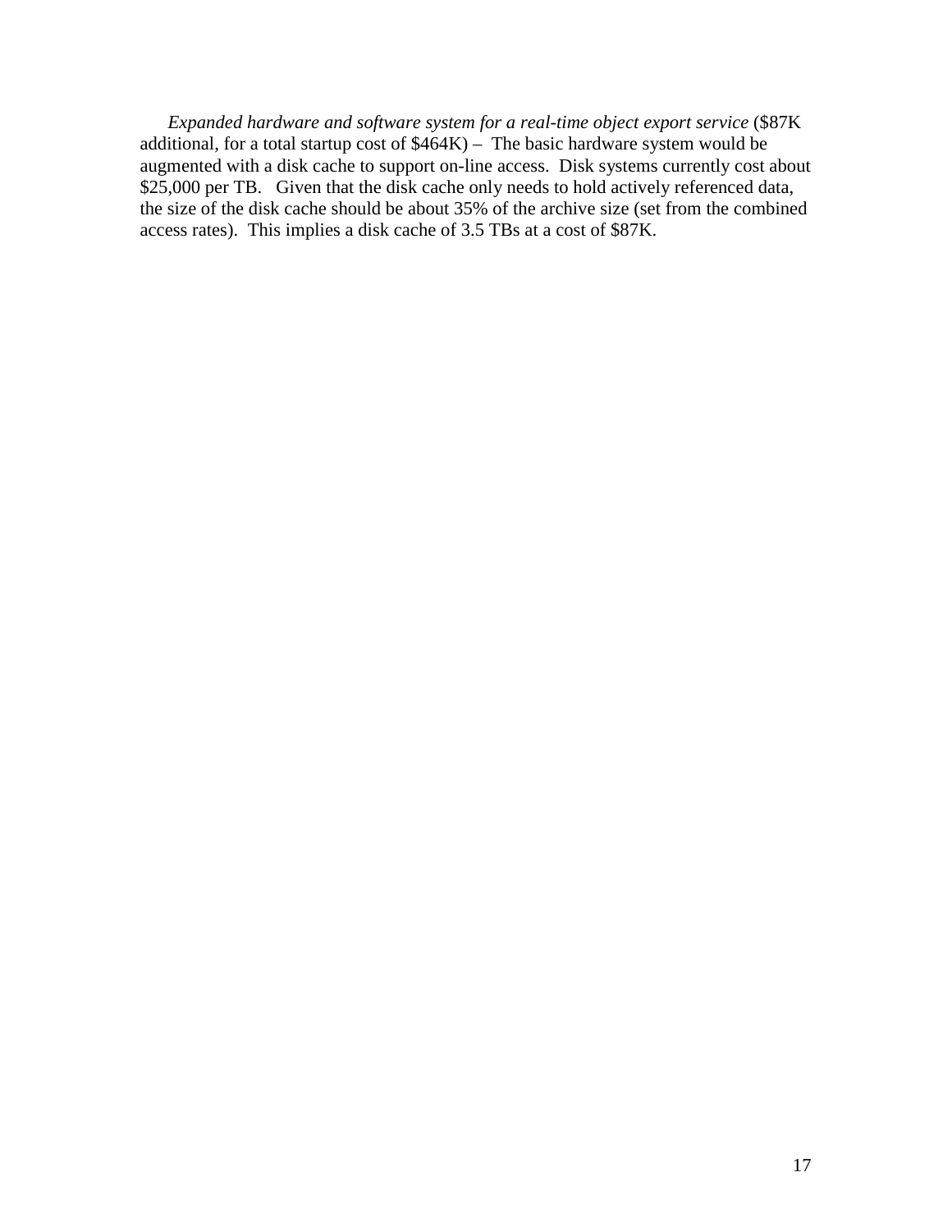*Expanded hardware and software system for a real-time object export service* ($87K additional, for a total startup cost of $464K) – The basic hardware system would be augmented with a disk cache to support on-line access. Disk systems currently cost about $25,000 per TB. Given that the disk cache only needs to hold actively referenced data, the size of the disk cache should be about 35% of the archive size (set from the combined access rates). This implies a disk cache of 3.5 TBs at a cost of $87K.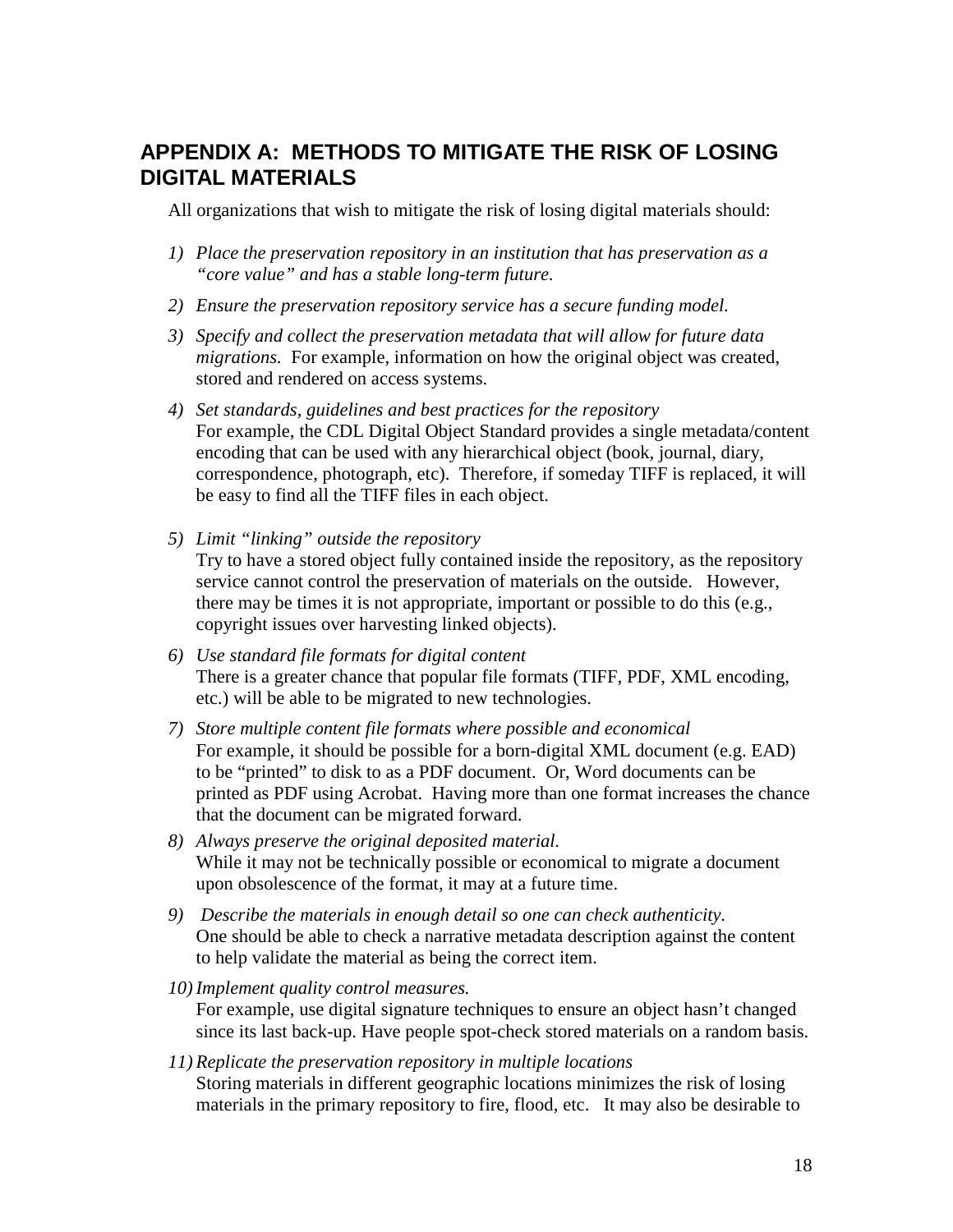## APPENDIX A: METHODS TO MITIGATE THE RISK OF LOSING DIGITAL MATERIALS

All organizations that wish to mitigate the risk of losing digital materials should:

1) *Place the preservation repository in an institution that has preservation as a "core value" and has a stable long-term future.*

2) *Ensure the preservation repository service has a secure funding model.*

3) *Specify and collect the preservation metadata that will allow for future data migrations.* For example, information on how the original object was created, stored and rendered on access systems.

4) *Set standards, guidelines and best practices for the repository*
   For example, the CDL Digital Object Standard provides a single metadata/content encoding that can be used with any hierarchical object (book, journal, diary, correspondence, photograph, etc). Therefore, if someday TIFF is replaced, it will be easy to find all the TIFF files in each object.

5) *Limit "linking" outside the repository*
   Try to have a stored object fully contained inside the repository, as the repository service cannot control the preservation of materials on the outside. However, there may be times it is not appropriate, important or possible to do this (e.g., copyright issues over harvesting linked objects).

6) *Use standard file formats for digital content*
   There is a greater chance that popular file formats (TIFF, PDF, XML encoding, etc.) will be able to be migrated to new technologies.

7) *Store multiple content file formats where possible and economical*
   For example, it should be possible for a born-digital XML document (e.g. EAD) to be "printed" to disk to as a PDF document. Or, Word documents can be printed as PDF using Acrobat. Having more than one format increases the chance that the document can be migrated forward.

8) *Always preserve the original deposited material.*
   While it may not be technically possible or economical to migrate a document upon obsolescence of the format, it may at a future time.

9) *Describe the materials in enough detail so one can check authenticity.*
   One should be able to check a narrative metadata description against the content to help validate the material as being the correct item.

10) *Implement quality control measures.*
    For example, use digital signature techniques to ensure an object hasn't changed since its last back-up. Have people spot-check stored materials on a random basis.

11) *Replicate the preservation repository in multiple locations*
    Storing materials in different geographic locations minimizes the risk of losing materials in the primary repository to fire, flood, etc. It may also be desirable to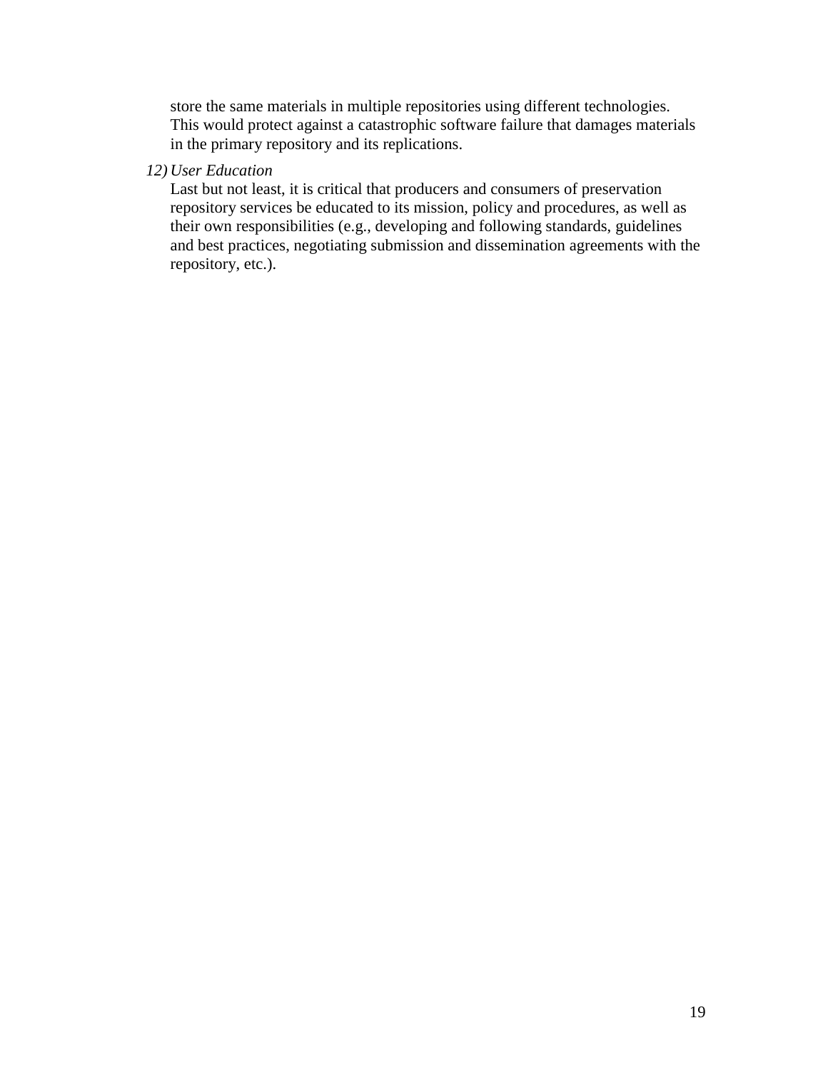store the same materials in multiple repositories using different technologies. This would protect against a catastrophic software failure that damages materials in the primary repository and its replications.

12) *User Education*

Last but not least, it is critical that producers and consumers of preservation repository services be educated to its mission, policy and procedures, as well as their own responsibilities (e.g., developing and following standards, guidelines and best practices, negotiating submission and dissemination agreements with the repository, etc.).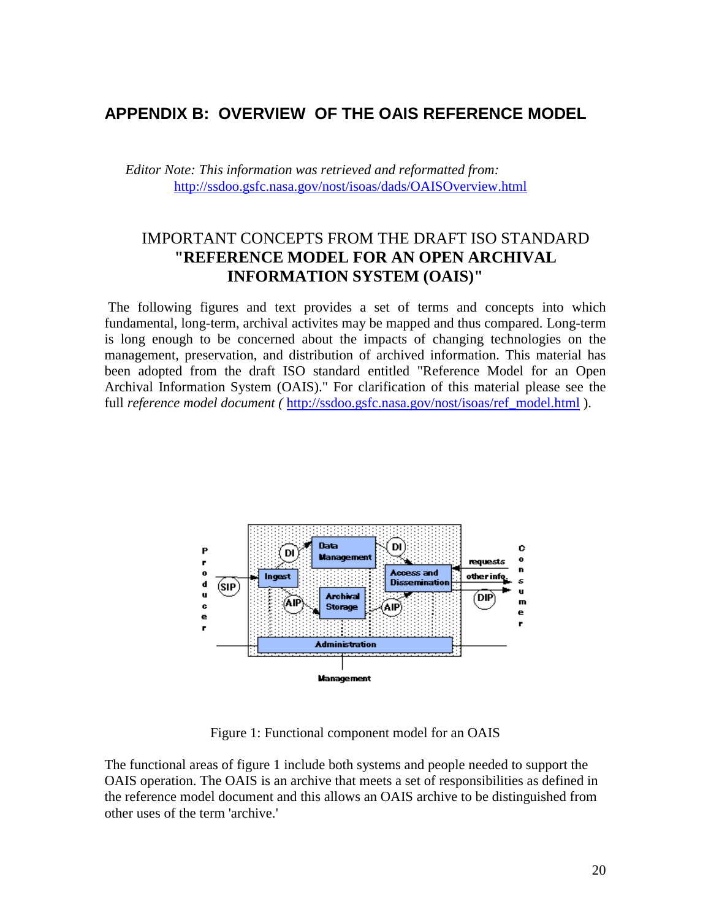## APPENDIX B: OVERVIEW OF THE OAIS REFERENCE MODEL

*Editor Note: This information was retrieved and reformatted from:* http://ssdoo.gsfc.nasa.gov/nost/isoas/dads/OAISOverview.html

### IMPORTANT CONCEPTS FROM THE DRAFT ISO STANDARD **"REFERENCE MODEL FOR AN OPEN ARCHIVAL INFORMATION SYSTEM (OAIS)"**

The following figures and text provides a set of terms and concepts into which fundamental, long-term, archival activites may be mapped and thus compared. Long-term is long enough to be concerned about the impacts of changing technologies on the management, preservation, and distribution of archived information. This material has been adopted from the draft ISO standard entitled "Reference Model for an Open Archival Information System (OAIS)." For clarification of this material please see the full *reference model document (* http://ssdoo.gsfc.nasa.gov/nost/isoas/ref_model.html ).

Figure 1: Functional component model for an OAIS

The functional areas of figure 1 include both systems and people needed to support the OAIS operation. The OAIS is an archive that meets a set of responsibilities as defined in the reference model document and this allows an OAIS archive to be distinguished from other uses of the term 'archive.'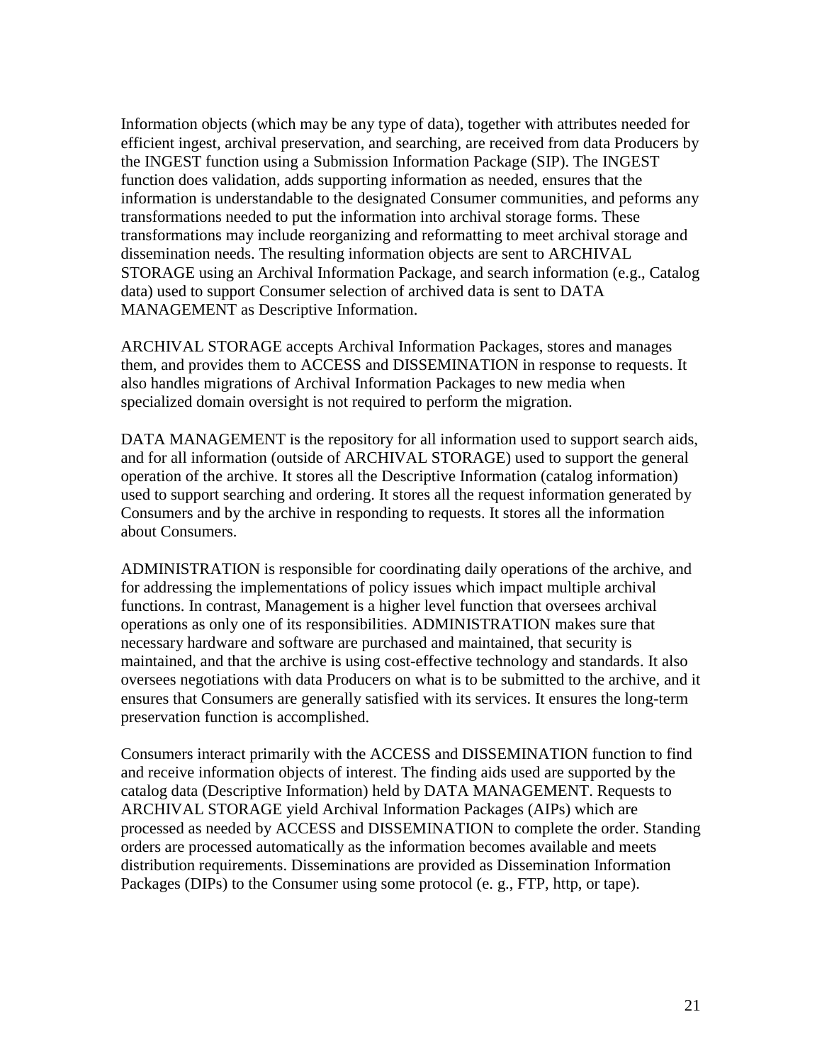Information objects (which may be any type of data), together with attributes needed for efficient ingest, archival preservation, and searching, are received from data Producers by the INGEST function using a Submission Information Package (SIP). The INGEST function does validation, adds supporting information as needed, ensures that the information is understandable to the designated Consumer communities, and peforms any transformations needed to put the information into archival storage forms. These transformations may include reorganizing and reformatting to meet archival storage and dissemination needs. The resulting information objects are sent to ARCHIVAL STORAGE using an Archival Information Package, and search information (e.g., Catalog data) used to support Consumer selection of archived data is sent to DATA MANAGEMENT as Descriptive Information.

ARCHIVAL STORAGE accepts Archival Information Packages, stores and manages them, and provides them to ACCESS and DISSEMINATION in response to requests. It also handles migrations of Archival Information Packages to new media when specialized domain oversight is not required to perform the migration.

DATA MANAGEMENT is the repository for all information used to support search aids, and for all information (outside of ARCHIVAL STORAGE) used to support the general operation of the archive. It stores all the Descriptive Information (catalog information) used to support searching and ordering. It stores all the request information generated by Consumers and by the archive in responding to requests. It stores all the information about Consumers.

ADMINISTRATION is responsible for coordinating daily operations of the archive, and for addressing the implementations of policy issues which impact multiple archival functions. In contrast, Management is a higher level function that oversees archival operations as only one of its responsibilities. ADMINISTRATION makes sure that necessary hardware and software are purchased and maintained, that security is maintained, and that the archive is using cost-effective technology and standards. It also oversees negotiations with data Producers on what is to be submitted to the archive, and it ensures that Consumers are generally satisfied with its services. It ensures the long-term preservation function is accomplished.

Consumers interact primarily with the ACCESS and DISSEMINATION function to find and receive information objects of interest. The finding aids used are supported by the catalog data (Descriptive Information) held by DATA MANAGEMENT. Requests to ARCHIVAL STORAGE yield Archival Information Packages (AIPs) which are processed as needed by ACCESS and DISSEMINATION to complete the order. Standing orders are processed automatically as the information becomes available and meets distribution requirements. Disseminations are provided as Dissemination Information Packages (DIPs) to the Consumer using some protocol (e. g., FTP, http, or tape).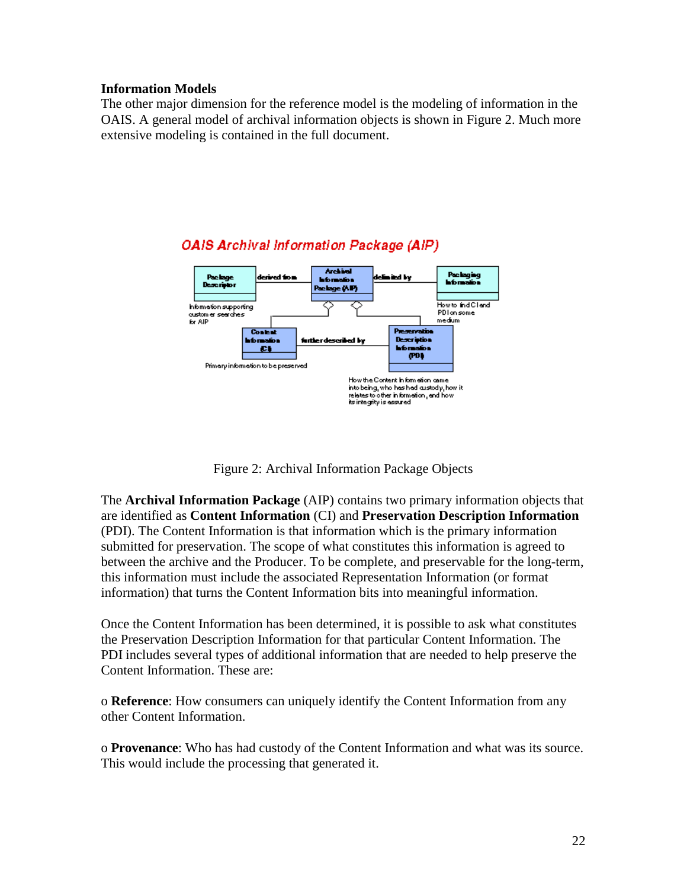**Information Models**

The other major dimension for the reference model is the modeling of information in the OAIS. A general model of archival information objects is shown in Figure 2. Much more extensive modeling is contained in the full document.

Figure 2: Archival Information Package Objects

The **Archival Information Package** (AIP) contains two primary information objects that are identified as **Content Information** (CI) and **Preservation Description Information** (PDI). The Content Information is that information which is the primary information submitted for preservation. The scope of what constitutes this information is agreed to between the archive and the Producer. To be complete, and preservable for the long-term, this information must include the associated Representation Information (or format information) that turns the Content Information bits into meaningful information.

Once the Content Information has been determined, it is possible to ask what constitutes the Preservation Description Information for that particular Content Information. The PDI includes several types of additional information that are needed to help preserve the Content Information. These are:

- **Reference**: How consumers can uniquely identify the Content Information from any other Content Information.

- **Provenance**: Who has had custody of the Content Information and what was its source. This would include the processing that generated it.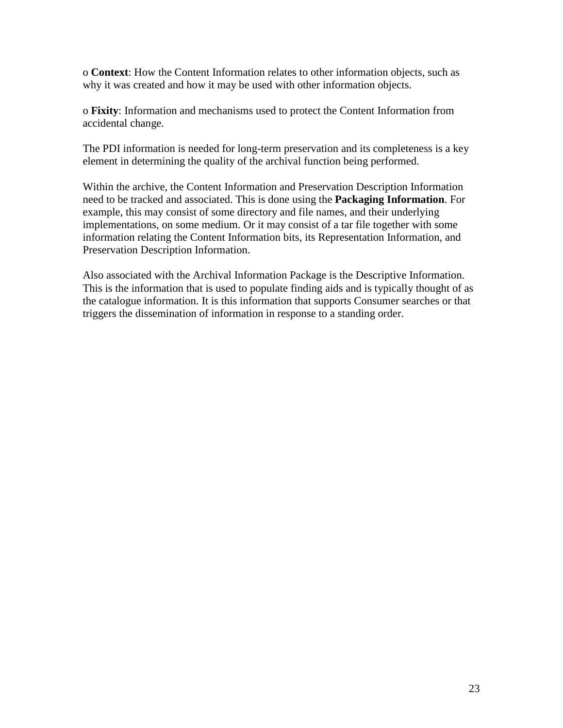- **Context**: How the Content Information relates to other information objects, such as why it was created and how it may be used with other information objects.

- **Fixity**: Information and mechanisms used to protect the Content Information from accidental change.

The PDI information is needed for long-term preservation and its completeness is a key element in determining the quality of the archival function being performed.

Within the archive, the Content Information and Preservation Description Information need to be tracked and associated. This is done using the **Packaging Information**. For example, this may consist of some directory and file names, and their underlying implementations, on some medium. Or it may consist of a tar file together with some information relating the Content Information bits, its Representation Information, and Preservation Description Information.

Also associated with the Archival Information Package is the Descriptive Information. This is the information that is used to populate finding aids and is typically thought of as the catalogue information. It is this information that supports Consumer searches or that triggers the dissemination of information in response to a standing order.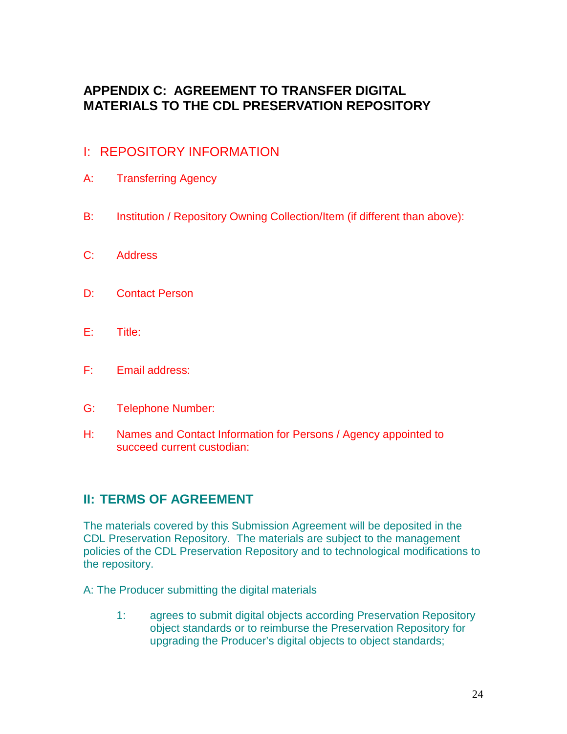## APPENDIX C: AGREEMENT TO TRANSFER DIGITAL MATERIALS TO THE CDL PRESERVATION REPOSITORY

### I: REPOSITORY INFORMATION

A: Transferring Agency

B: Institution / Repository Owning Collection/Item (if different than above):

C: Address

D: Contact Person

E: Title:

F: Email address:

G: Telephone Number:

H: Names and Contact Information for Persons / Agency appointed to succeed current custodian:

### II: TERMS OF AGREEMENT

The materials covered by this Submission Agreement will be deposited in the CDL Preservation Repository. The materials are subject to the management policies of the CDL Preservation Repository and to technological modifications to the repository.

A: The Producer submitting the digital materials

1: agrees to submit digital objects according Preservation Repository object standards or to reimburse the Preservation Repository for upgrading the Producer's digital objects to object standards;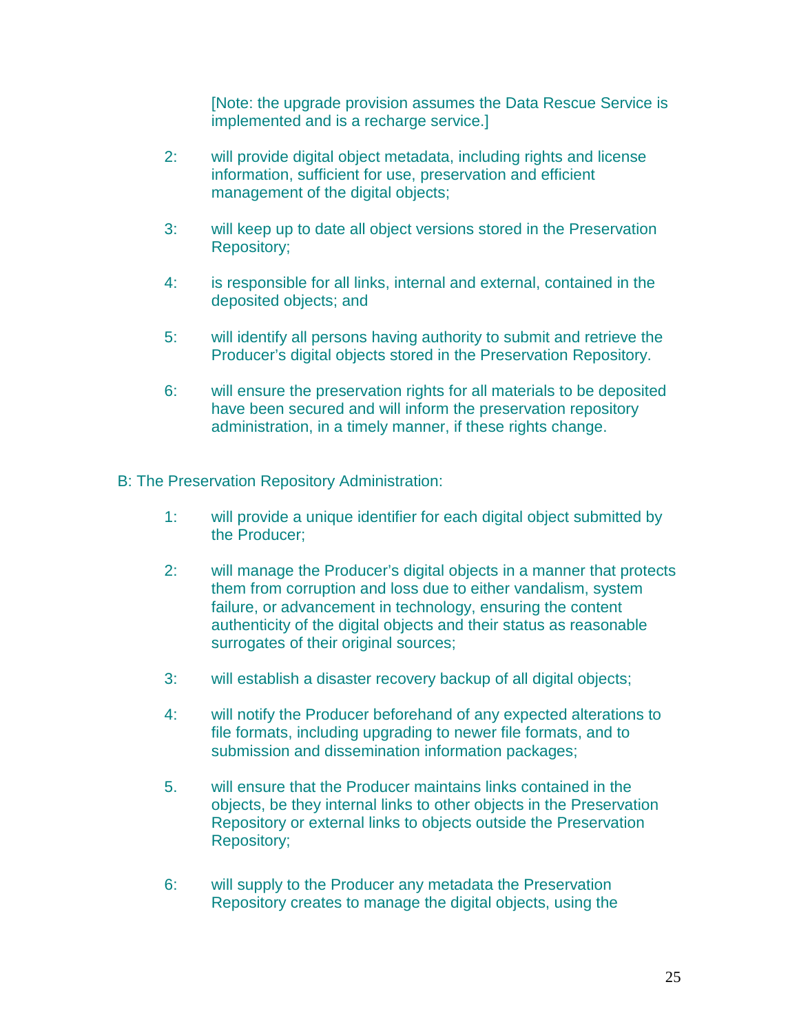[Note: the upgrade provision assumes the Data Rescue Service is implemented and is a recharge service.]

2: will provide digital object metadata, including rights and license information, sufficient for use, preservation and efficient management of the digital objects;

3: will keep up to date all object versions stored in the Preservation Repository;

4: is responsible for all links, internal and external, contained in the deposited objects; and

5: will identify all persons having authority to submit and retrieve the Producer's digital objects stored in the Preservation Repository.

6: will ensure the preservation rights for all materials to be deposited have been secured and will inform the preservation repository administration, in a timely manner, if these rights change.

B: The Preservation Repository Administration:

1: will provide a unique identifier for each digital object submitted by the Producer;

2: will manage the Producer's digital objects in a manner that protects them from corruption and loss due to either vandalism, system failure, or advancement in technology, ensuring the content authenticity of the digital objects and their status as reasonable surrogates of their original sources;

3: will establish a disaster recovery backup of all digital objects;

4: will notify the Producer beforehand of any expected alterations to file formats, including upgrading to newer file formats, and to submission and dissemination information packages;

5. will ensure that the Producer maintains links contained in the objects, be they internal links to other objects in the Preservation Repository or external links to objects outside the Preservation Repository;

6: will supply to the Producer any metadata the Preservation Repository creates to manage the digital objects, using the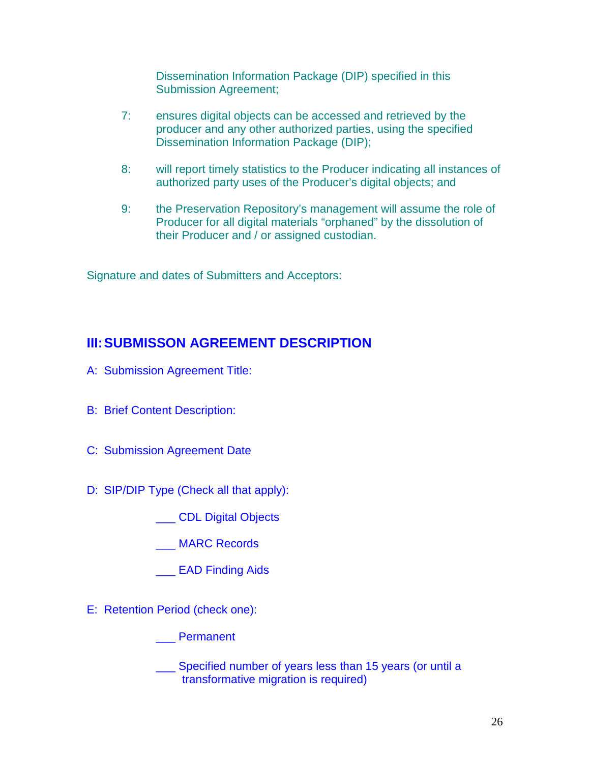Dissemination Information Package (DIP) specified in this Submission Agreement;

7: ensures digital objects can be accessed and retrieved by the producer and any other authorized parties, using the specified Dissemination Information Package (DIP);

8: will report timely statistics to the Producer indicating all instances of authorized party uses of the Producer's digital objects; and

9: the Preservation Repository's management will assume the role of Producer for all digital materials "orphaned" by the dissolution of their Producer and / or assigned custodian.

Signature and dates of Submitters and Acceptors:

## III: SUBMISSON AGREEMENT DESCRIPTION

A: Submission Agreement Title:

B: Brief Content Description:

C: Submission Agreement Date

D: SIP/DIP Type (Check all that apply):

___ CDL Digital Objects

___ MARC Records

___ EAD Finding Aids

E: Retention Period (check one):

___ Permanent

___ Specified number of years less than 15 years (or until a transformative migration is required)